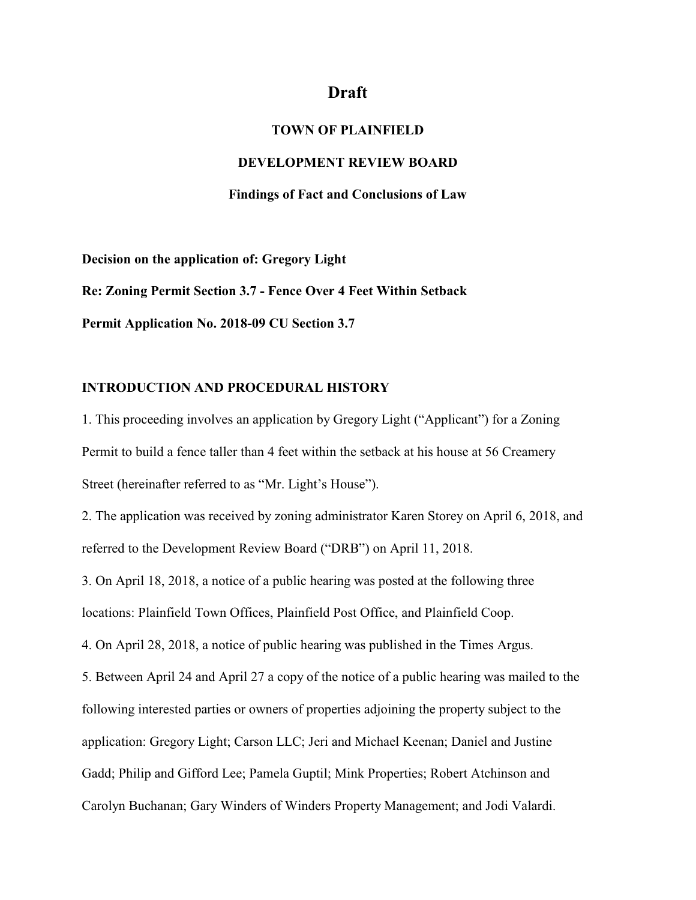# Draft

## TOWN OF PLAINFIELD

## DEVELOPMENT REVIEW BOARD

### Findings of Fact and Conclusions of Law

**Decision on the application of: Gregory Light**

**Re: Zoning Permit Section 3.7 - Fence Over 4 Feet Within Setback**

**Permit Application No. 2018-09 CU Section 3.7**

**INTRODUCTION AND PROCEDURAL HISTORY**

1. This proceeding involves an application by Gregory Light ("Applicant") for a Zoning Permit to build a fence taller than 4 feet within the setback at his house at 56 Creamery Street (hereinafter referred to as "Mr. Light's House").

2. The application was received by zoning administrator Karen Storey on April 6, 2018, and referred to the Development Review Board ("DRB") on April 11, 2018.

3. On April 18, 2018, a notice of a public hearing was posted at the following three locations: Plainfield Town Offices, Plainfield Post Office, and Plainfield Coop.

4. On April 28, 2018, a notice of public hearing was published in the Times Argus.

5. Between April 24 and April 27 a copy of the notice of a public hearing was mailed to the following interested parties or owners of properties adjoining the property subject to the application: Gregory Light; Carson LLC; Jeri and Michael Keenan; Daniel and Justine Gadd; Philip and Gifford Lee; Pamela Guptil; Mink Properties; Robert Atchinson and Carolyn Buchanan; Gary Winders of Winders Property Management; and Jodi Valardi.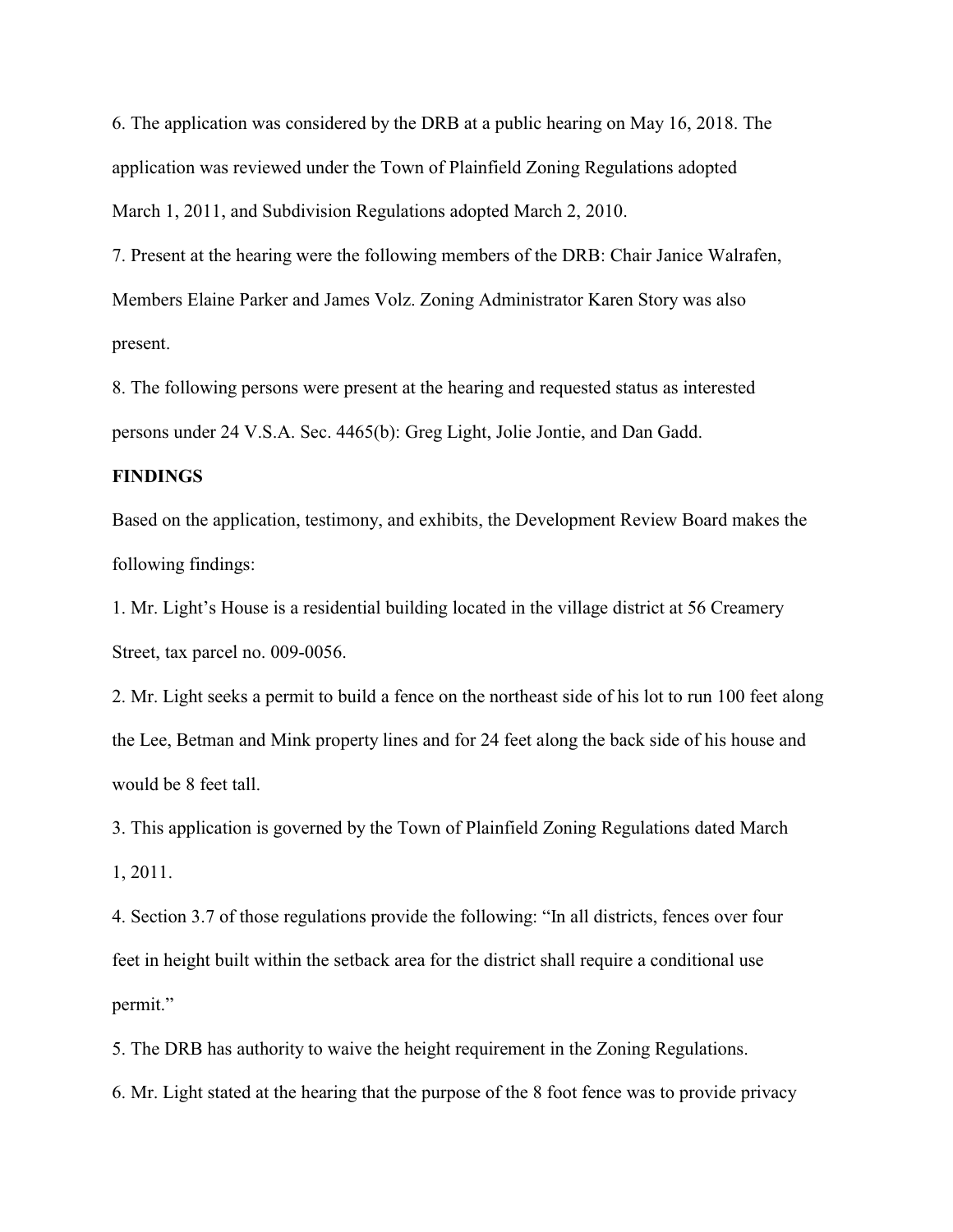6. The application was considered by the DRB at a public hearing on May 16, 2018. The application was reviewed under the Town of Plainfield Zoning Regulations adopted March 1, 2011, and Subdivision Regulations adopted March 2, 2010.

7. Present at the hearing were the following members of the DRB: Chair Janice Walrafen, Members Elaine Parker and James Volz. Zoning Administrator Karen Story was also present.

8. The following persons were present at the hearing and requested status as interested persons under 24 V.S.A. Sec. 4465(b): Greg Light, Jolie Jontie, and Dan Gadd.

**FINDINGS**

Based on the application, testimony, and exhibits, the Development Review Board makes the following findings:

1. Mr. Light's House is a residential building located in the village district at 56 Creamery Street, tax parcel no. 009-0056.

2. Mr. Light seeks a permit to build a fence on the northeast side of his lot to run 100 feet along the Lee, Betman and Mink property lines and for 24 feet along the back side of his house and would be 8 feet tall.

3. This application is governed by the Town of Plainfield Zoning Regulations dated March 1, 2011.

4. Section 3.7 of those regulations provide the following: "In all districts, fences over four feet in height built within the setback area for the district shall require a conditional use permit."

5. The DRB has authority to waive the height requirement in the Zoning Regulations.

6. Mr. Light stated at the hearing that the purpose of the 8 foot fence was to provide privacy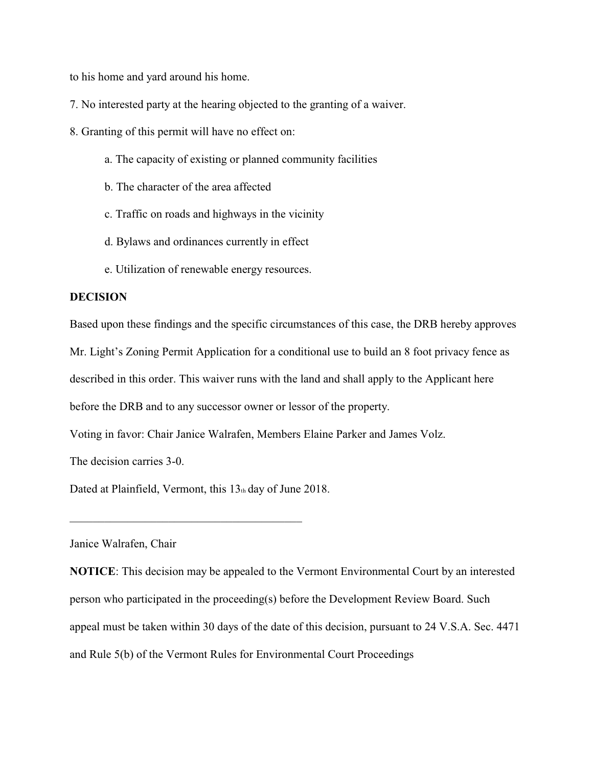to his home and yard around his home.

7. No interested party at the hearing objected to the granting of a waiver.

8. Granting of this permit will have no effect on:

   a. The capacity of existing or planned community facilities

   b. The character of the area affected

   c. Traffic on roads and highways in the vicinity

   d. Bylaws and ordinances currently in effect

   e. Utilization of renewable energy resources.

**DECISION**

Based upon these findings and the specific circumstances of this case, the DRB hereby approves Mr. Light's Zoning Permit Application for a conditional use to build an 8 foot privacy fence as described in this order. This waiver runs with the land and shall apply to the Applicant here before the DRB and to any successor owner or lessor of the property.

Voting in favor: Chair Janice Walrafen, Members Elaine Parker and James Volz.

The decision carries 3-0.

Dated at Plainfield, Vermont, this 13th day of June 2018.

\_\_\_\_\_\_\_\_\_\_\_\_\_\_\_\_\_\_\_\_\_\_\_\_\_\_\_\_\_\_\_\_\_\_\_\_\_\_\_\_

Janice Walrafen, Chair

**NOTICE**: This decision may be appealed to the Vermont Environmental Court by an interested person who participated in the proceeding(s) before the Development Review Board. Such appeal must be taken within 30 days of the date of this decision, pursuant to 24 V.S.A. Sec. 4471 and Rule 5(b) of the Vermont Rules for Environmental Court Proceedings